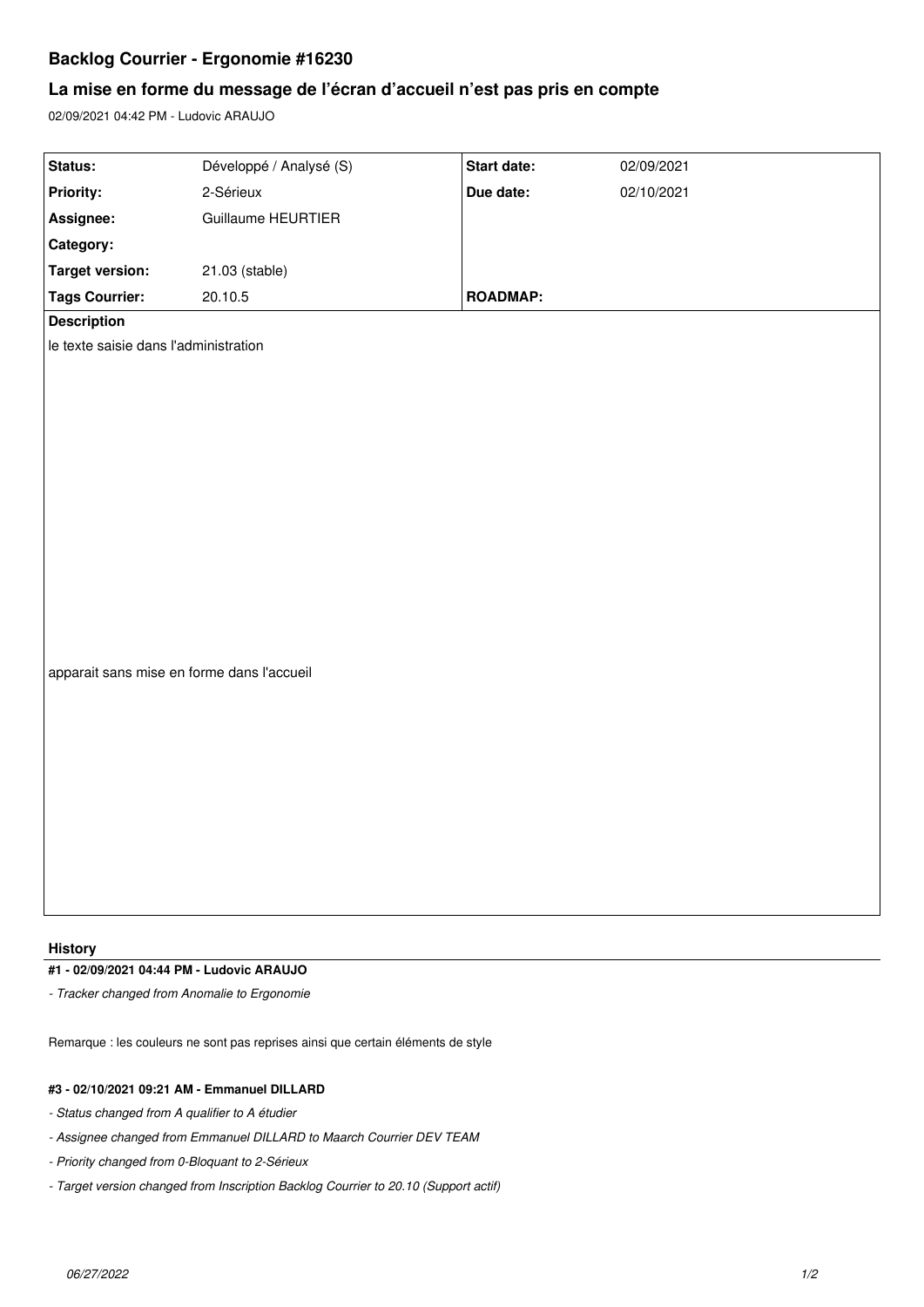# Backlog Courrier - Ergonomie #16230

## La mise en forme du message de l'écran d'accueil n'est pas pris en compte

02/09/2021 04:42 PM - Ludovic ARAUJO

| | | | |
|---|---|---|---|
| **Status:** | Développé / Analysé (S) | **Start date:** | 02/09/2021 |
| **Priority:** | 2-Sérieux | **Due date:** | 02/10/2021 |
| **Assignee:** | Guillaume HEURTIER | | |
| **Category:** | | | |
| **Target version:** | 21.03 (stable) | | |
| **Tags Courrier:** | 20.10.5 | **ROADMAP:** | |

**Description**

le texte saisie dans l'administration

apparait sans mise en forme dans l'accueil

### History

**#1 - 02/09/2021 04:44 PM - Ludovic ARAUJO**

*- Tracker changed from Anomalie to Ergonomie*

Remarque : les couleurs ne sont pas reprises ainsi que certain éléments de style

**#3 - 02/10/2021 09:21 AM - Emmanuel DILLARD**

*- Status changed from A qualifier to A étudier*

*- Assignee changed from Emmanuel DILLARD to Maarch Courrier DEV TEAM*

*- Priority changed from 0-Bloquant to 2-Sérieux*

*- Target version changed from Inscription Backlog Courrier to 20.10 (Support actif)*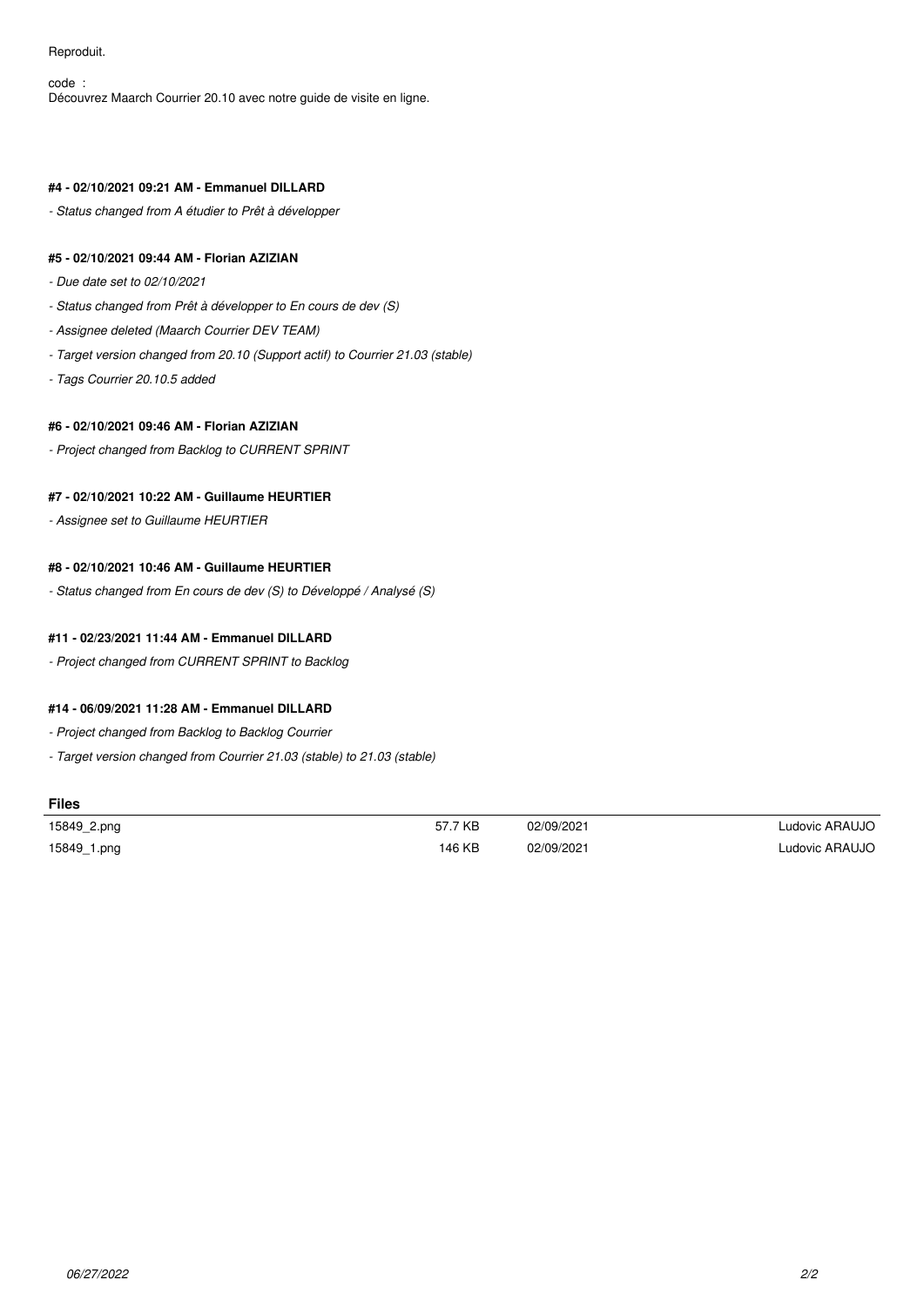Reproduit.

code :
Découvrez Maarch Courrier 20.10 avec notre guide de visite en ligne.

#### #4 - 02/10/2021 09:21 AM - Emmanuel DILLARD

- *Status changed from A étudier to Prêt à développer*

#### #5 - 02/10/2021 09:44 AM - Florian AZIZIAN

- *Due date set to 02/10/2021*
- *Status changed from Prêt à développer to En cours de dev (S)*
- *Assignee deleted (Maarch Courrier DEV TEAM)*
- *Target version changed from 20.10 (Support actif) to Courrier 21.03 (stable)*
- *Tags Courrier 20.10.5 added*

#### #6 - 02/10/2021 09:46 AM - Florian AZIZIAN

- *Project changed from Backlog to CURRENT SPRINT*

#### #7 - 02/10/2021 10:22 AM - Guillaume HEURTIER

- *Assignee set to Guillaume HEURTIER*

#### #8 - 02/10/2021 10:46 AM - Guillaume HEURTIER

- *Status changed from En cours de dev (S) to Développé / Analysé (S)*

#### #11 - 02/23/2021 11:44 AM - Emmanuel DILLARD

- *Project changed from CURRENT SPRINT to Backlog*

#### #14 - 06/09/2021 11:28 AM - Emmanuel DILLARD

- *Project changed from Backlog to Backlog Courrier*
- *Target version changed from Courrier 21.03 (stable) to 21.03 (stable)*

### Files

| | | | |
|---|---|---|---|
| 15849_2.png | 57.7 KB | 02/09/2021 | Ludovic ARAUJO |
| 15849_1.png | 146 KB | 02/09/2021 | Ludovic ARAUJO |